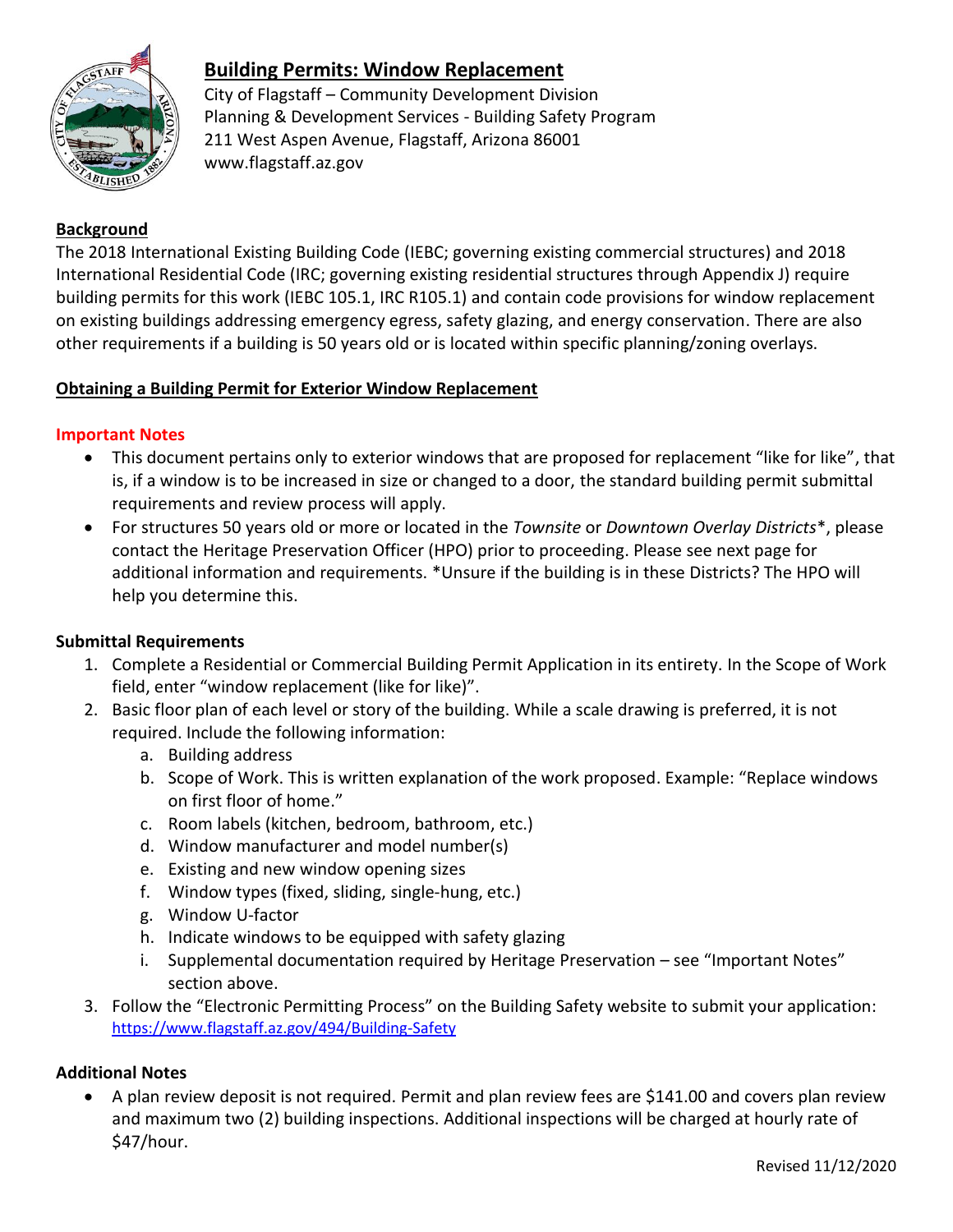# Building Permits: Window Replacement

City of Flagstaff – Community Development Division
Planning & Development Services - Building Safety Program
211 West Aspen Avenue, Flagstaff, Arizona 86001
www.flagstaff.az.gov

## Background

The 2018 International Existing Building Code (IEBC; governing existing commercial structures) and 2018 International Residential Code (IRC; governing existing residential structures through Appendix J) require building permits for this work (IEBC 105.1, IRC R105.1) and contain code provisions for window replacement on existing buildings addressing emergency egress, safety glazing, and energy conservation. There are also other requirements if a building is 50 years old or is located within specific planning/zoning overlays.

## Obtaining a Building Permit for Exterior Window Replacement

### Important Notes

- This document pertains only to exterior windows that are proposed for replacement "like for like", that is, if a window is to be increased in size or changed to a door, the standard building permit submittal requirements and review process will apply.
- For structures 50 years old or more or located in the *Townsite* or *Downtown Overlay Districts*\*, please contact the Heritage Preservation Officer (HPO) prior to proceeding. Please see next page for additional information and requirements. \*Unsure if the building is in these Districts? The HPO will help you determine this.

### Submittal Requirements

1. Complete a Residential or Commercial Building Permit Application in its entirety. In the Scope of Work field, enter "window replacement (like for like)".
2. Basic floor plan of each level or story of the building. While a scale drawing is preferred, it is not required. Include the following information:
   a. Building address
   b. Scope of Work. This is written explanation of the work proposed. Example: "Replace windows on first floor of home."
   c. Room labels (kitchen, bedroom, bathroom, etc.)
   d. Window manufacturer and model number(s)
   e. Existing and new window opening sizes
   f. Window types (fixed, sliding, single-hung, etc.)
   g. Window U-factor
   h. Indicate windows to be equipped with safety glazing
   i. Supplemental documentation required by Heritage Preservation – see "Important Notes" section above.
3. Follow the "Electronic Permitting Process" on the Building Safety website to submit your application: https://www.flagstaff.az.gov/494/Building-Safety

### Additional Notes

- A plan review deposit is not required. Permit and plan review fees are $141.00 and covers plan review and maximum two (2) building inspections. Additional inspections will be charged at hourly rate of $47/hour.

Revised 11/12/2020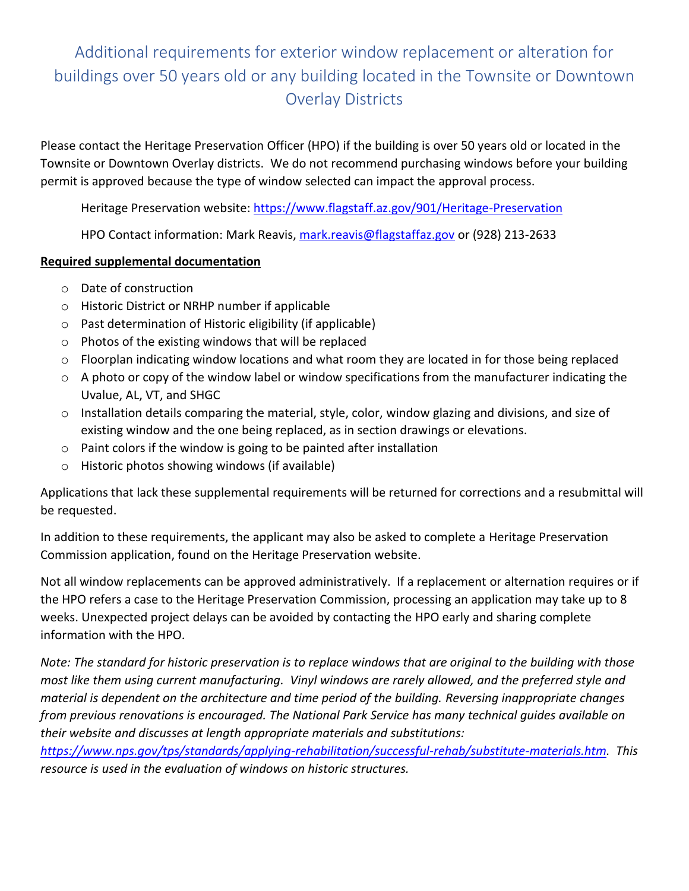# Additional requirements for exterior window replacement or alteration for buildings over 50 years old or any building located in the Townsite or Downtown Overlay Districts

Please contact the Heritage Preservation Officer (HPO) if the building is over 50 years old or located in the Townsite or Downtown Overlay districts. We do not recommend purchasing windows before your building permit is approved because the type of window selected can impact the approval process.

Heritage Preservation website: https://www.flagstaff.az.gov/901/Heritage-Preservation

HPO Contact information: Mark Reavis, mark.reavis@flagstaffaz.gov or (928) 213-2633

**Required supplemental documentation**

- Date of construction
- Historic District or NRHP number if applicable
- Past determination of Historic eligibility (if applicable)
- Photos of the existing windows that will be replaced
- Floorplan indicating window locations and what room they are located in for those being replaced
- A photo or copy of the window label or window specifications from the manufacturer indicating the Uvalue, AL, VT, and SHGC
- Installation details comparing the material, style, color, window glazing and divisions, and size of existing window and the one being replaced, as in section drawings or elevations.
- Paint colors if the window is going to be painted after installation
- Historic photos showing windows (if available)

Applications that lack these supplemental requirements will be returned for corrections and a resubmittal will be requested.

In addition to these requirements, the applicant may also be asked to complete a Heritage Preservation Commission application, found on the Heritage Preservation website.

Not all window replacements can be approved administratively. If a replacement or alternation requires or if the HPO refers a case to the Heritage Preservation Commission, processing an application may take up to 8 weeks. Unexpected project delays can be avoided by contacting the HPO early and sharing complete information with the HPO.

*Note: The standard for historic preservation is to replace windows that are original to the building with those most like them using current manufacturing. Vinyl windows are rarely allowed, and the preferred style and material is dependent on the architecture and time period of the building. Reversing inappropriate changes from previous renovations is encouraged. The National Park Service has many technical guides available on their website and discusses at length appropriate materials and substitutions: https://www.nps.gov/tps/standards/applying-rehabilitation/successful-rehab/substitute-materials.htm. This resource is used in the evaluation of windows on historic structures.*